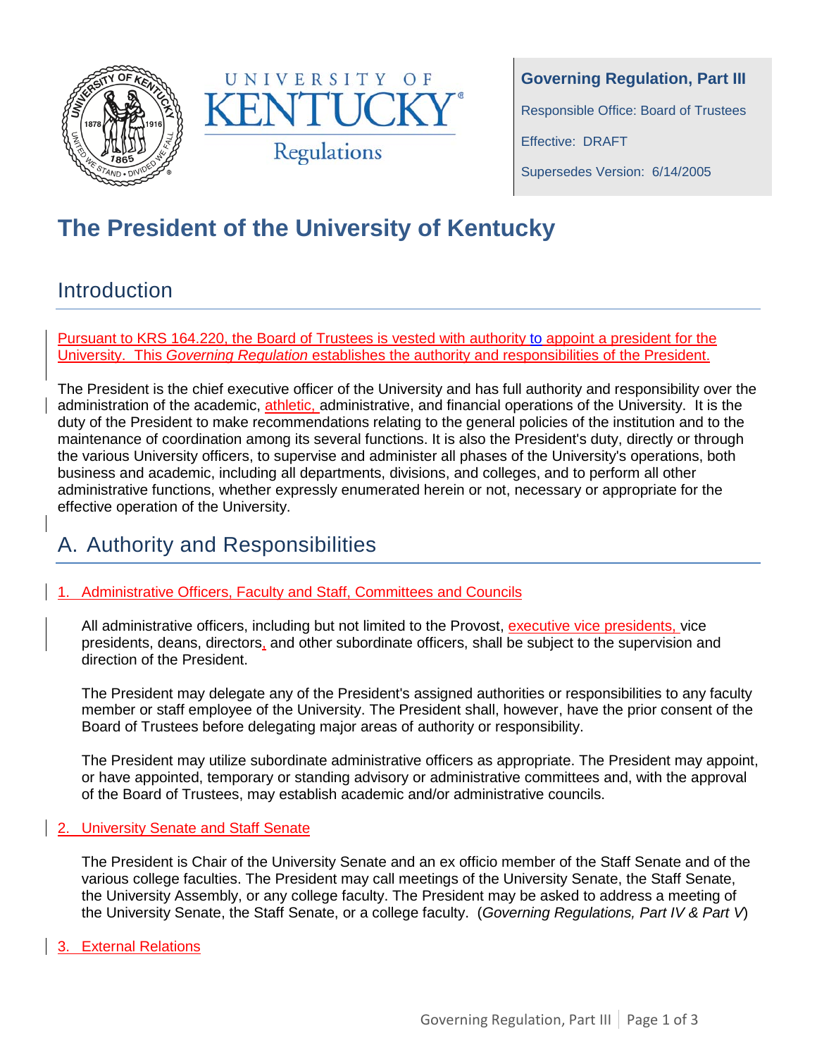UNIVERSITY OF KENTUCKY Regulations

**Governing Regulation, Part III**

Responsible Office: Board of Trustees

Effective: DRAFT

Supersedes Version: 6/14/2005

# The President of the University of Kentucky

## Introduction

Pursuant to KRS 164.220, the Board of Trustees is vested with authority to appoint a president for the University. This *Governing Regulation* establishes the authority and responsibilities of the President.

The President is the chief executive officer of the University and has full authority and responsibility over the administration of the academic, athletic, administrative, and financial operations of the University. It is the duty of the President to make recommendations relating to the general policies of the institution and to the maintenance of coordination among its several functions. It is also the President's duty, directly or through the various University officers, to supervise and administer all phases of the University's operations, both business and academic, including all departments, divisions, and colleges, and to perform all other administrative functions, whether expressly enumerated herein or not, necessary or appropriate for the effective operation of the University.

## A. Authority and Responsibilities

### 1. Administrative Officers, Faculty and Staff, Committees and Councils

All administrative officers, including but not limited to the Provost, executive vice presidents, vice presidents, deans, directors, and other subordinate officers, shall be subject to the supervision and direction of the President.

The President may delegate any of the President's assigned authorities or responsibilities to any faculty member or staff employee of the University. The President shall, however, have the prior consent of the Board of Trustees before delegating major areas of authority or responsibility.

The President may utilize subordinate administrative officers as appropriate. The President may appoint, or have appointed, temporary or standing advisory or administrative committees and, with the approval of the Board of Trustees, may establish academic and/or administrative councils.

### 2. University Senate and Staff Senate

The President is Chair of the University Senate and an ex officio member of the Staff Senate and of the various college faculties. The President may call meetings of the University Senate, the Staff Senate, the University Assembly, or any college faculty. The President may be asked to address a meeting of the University Senate, the Staff Senate, or a college faculty. (*Governing Regulations, Part IV & Part V*)

### 3. External Relations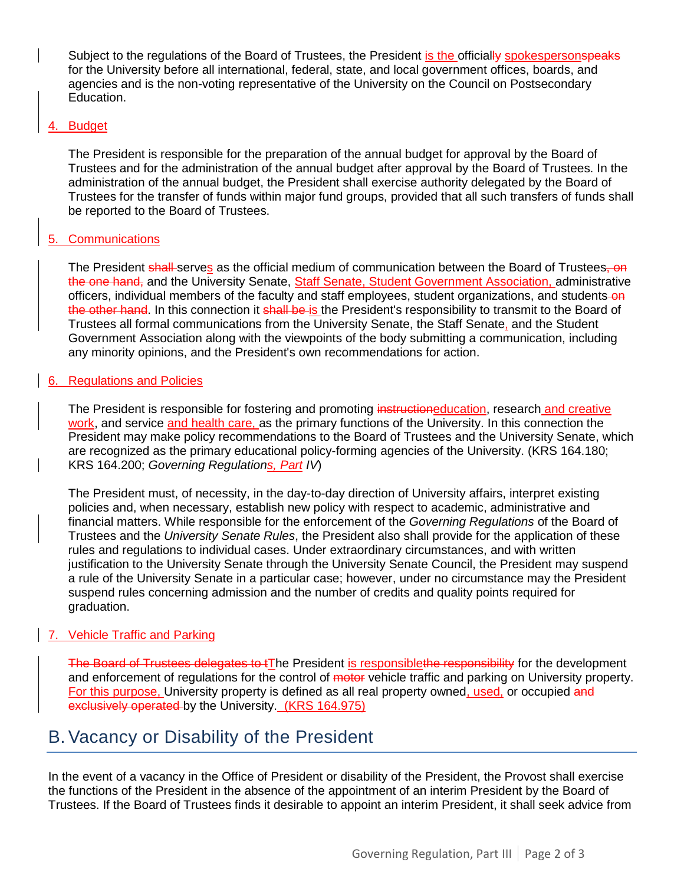Subject to the regulations of the Board of Trustees, the President is the officially spokespersonspeaks for the University before all international, federal, state, and local government offices, boards, and agencies and is the non-voting representative of the University on the Council on Postsecondary Education.

### 4. Budget

The President is responsible for the preparation of the annual budget for approval by the Board of Trustees and for the administration of the annual budget after approval by the Board of Trustees. In the administration of the annual budget, the President shall exercise authority delegated by the Board of Trustees for the transfer of funds within major fund groups, provided that all such transfers of funds shall be reported to the Board of Trustees.

### 5. Communications

The President shall serves as the official medium of communication between the Board of Trustees, on the one hand, and the University Senate, Staff Senate, Student Government Association, administrative officers, individual members of the faculty and staff employees, student organizations, and students on the other hand. In this connection it shall be is the President's responsibility to transmit to the Board of Trustees all formal communications from the University Senate, the Staff Senate, and the Student Government Association along with the viewpoints of the body submitting a communication, including any minority opinions, and the President's own recommendations for action.

### 6. Regulations and Policies

The President is responsible for fostering and promoting instructioneducation, research and creative work, and service and health care, as the primary functions of the University. In this connection the President may make policy recommendations to the Board of Trustees and the University Senate, which are recognized as the primary educational policy-forming agencies of the University. (KRS 164.180; KRS 164.200; *Governing Regulations, Part IV*)

The President must, of necessity, in the day-to-day direction of University affairs, interpret existing policies and, when necessary, establish new policy with respect to academic, administrative and financial matters. While responsible for the enforcement of the *Governing Regulations* of the Board of Trustees and the *University Senate Rules*, the President also shall provide for the application of these rules and regulations to individual cases. Under extraordinary circumstances, and with written justification to the University Senate through the University Senate Council, the President may suspend a rule of the University Senate in a particular case; however, under no circumstance may the President suspend rules concerning admission and the number of credits and quality points required for graduation.

### 7. Vehicle Traffic and Parking

The Board of Trustees delegates to tThe President is responsiblethe responsibility for the development and enforcement of regulations for the control of motor vehicle traffic and parking on University property. For this purpose, University property is defined as all real property owned, used, or occupied and exclusively operated by the University. (KRS 164.975)

## B. Vacancy or Disability of the President

In the event of a vacancy in the Office of President or disability of the President, the Provost shall exercise the functions of the President in the absence of the appointment of an interim President by the Board of Trustees. If the Board of Trustees finds it desirable to appoint an interim President, it shall seek advice from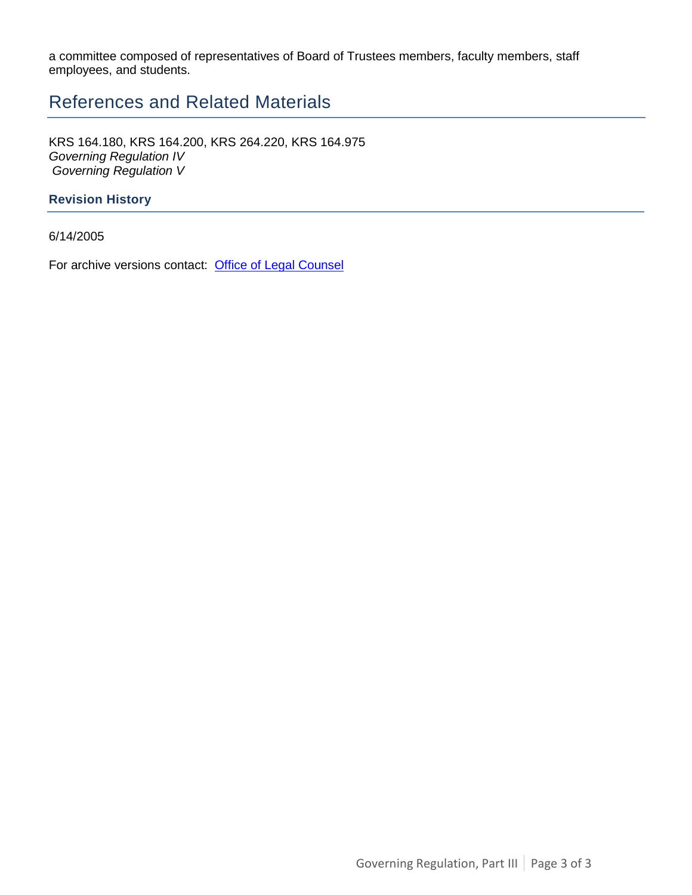a committee composed of representatives of Board of Trustees members, faculty members, staff employees, and students.

## References and Related Materials

KRS 164.180, KRS 164.200, KRS 264.220, KRS 164.975
*Governing Regulation IV*
*Governing Regulation V*

### Revision History

6/14/2005

For archive versions contact: Office of Legal Counsel